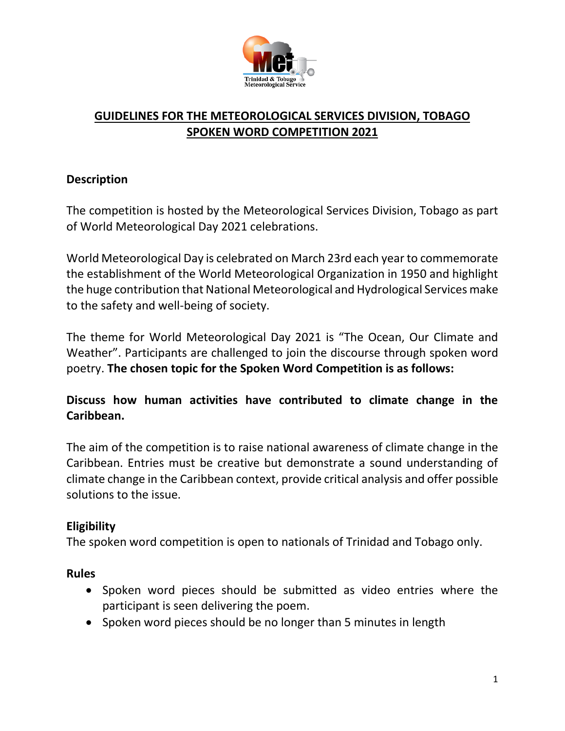# GUIDELINES FOR THE METEOROLOGICAL SERVICES DIVISION, TOBAGO SPOKEN WORD COMPETITION 2021

## Description

The competition is hosted by the Meteorological Services Division, Tobago as part of World Meteorological Day 2021 celebrations.

World Meteorological Day is celebrated on March 23rd each year to commemorate the establishment of the World Meteorological Organization in 1950 and highlight the huge contribution that National Meteorological and Hydrological Services make to the safety and well-being of society.

The theme for World Meteorological Day 2021 is "The Ocean, Our Climate and Weather". Participants are challenged to join the discourse through spoken word poetry. **The chosen topic for the Spoken Word Competition is as follows:**

**Discuss how human activities have contributed to climate change in the Caribbean.**

The aim of the competition is to raise national awareness of climate change in the Caribbean. Entries must be creative but demonstrate a sound understanding of climate change in the Caribbean context, provide critical analysis and offer possible solutions to the issue.

## Eligibility

The spoken word competition is open to nationals of Trinidad and Tobago only.

## Rules

- Spoken word pieces should be submitted as video entries where the participant is seen delivering the poem.
- Spoken word pieces should be no longer than 5 minutes in length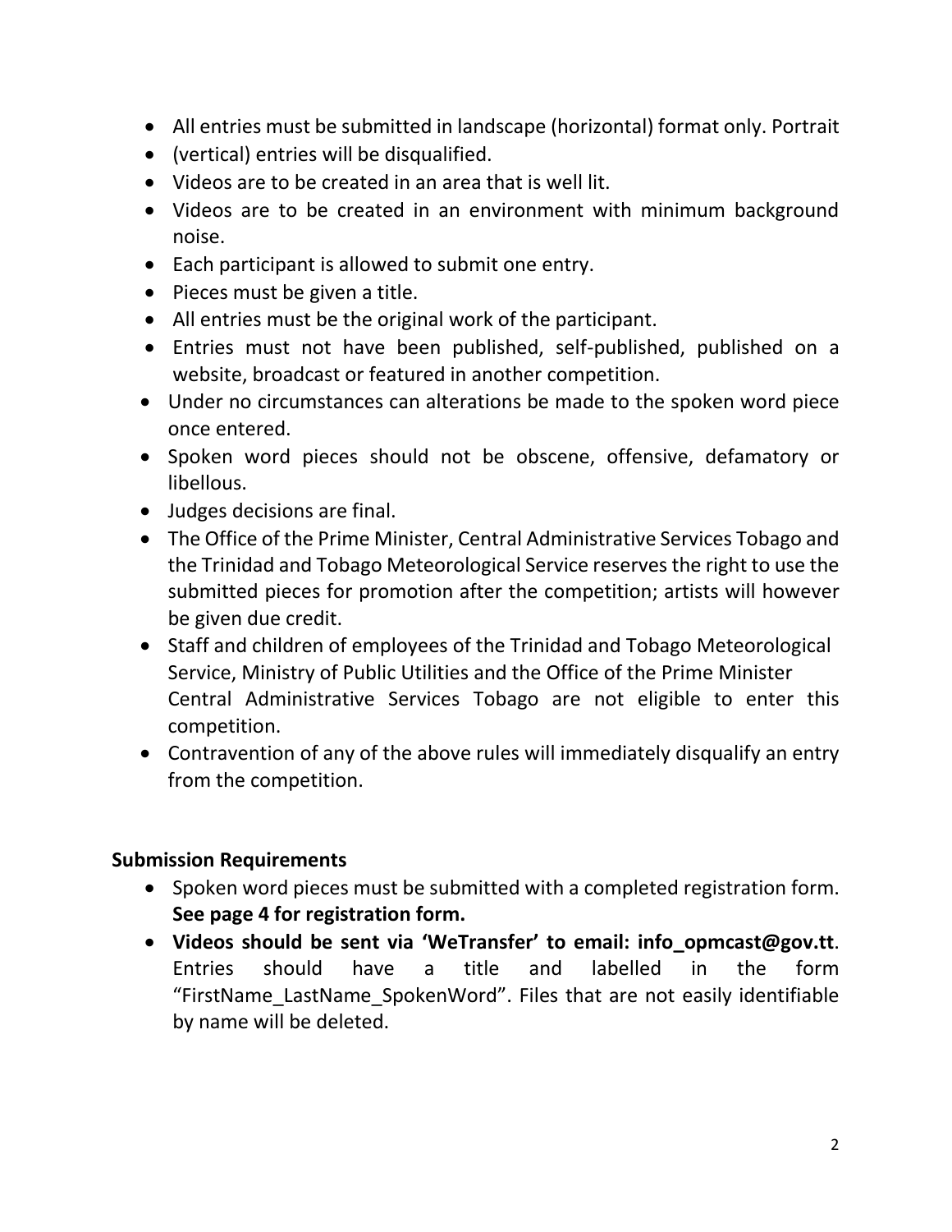- All entries must be submitted in landscape (horizontal) format only. Portrait
- (vertical) entries will be disqualified.
- Videos are to be created in an area that is well lit.
- Videos are to be created in an environment with minimum background noise.
- Each participant is allowed to submit one entry.
- Pieces must be given a title.
- All entries must be the original work of the participant.
- Entries must not have been published, self-published, published on a website, broadcast or featured in another competition.
- Under no circumstances can alterations be made to the spoken word piece once entered.
- Spoken word pieces should not be obscene, offensive, defamatory or libellous.
- Judges decisions are final.
- The Office of the Prime Minister, Central Administrative Services Tobago and the Trinidad and Tobago Meteorological Service reserves the right to use the submitted pieces for promotion after the competition; artists will however be given due credit.
- Staff and children of employees of the Trinidad and Tobago Meteorological Service, Ministry of Public Utilities and the Office of the Prime Minister Central Administrative Services Tobago are not eligible to enter this competition.
- Contravention of any of the above rules will immediately disqualify an entry from the competition.

**Submission Requirements**

- Spoken word pieces must be submitted with a completed registration form. **See page 4 for registration form.**
- **Videos should be sent via 'WeTransfer' to email: info_opmcast@gov.tt**. Entries should have a title and labelled in the form "FirstName_LastName_SpokenWord". Files that are not easily identifiable by name will be deleted.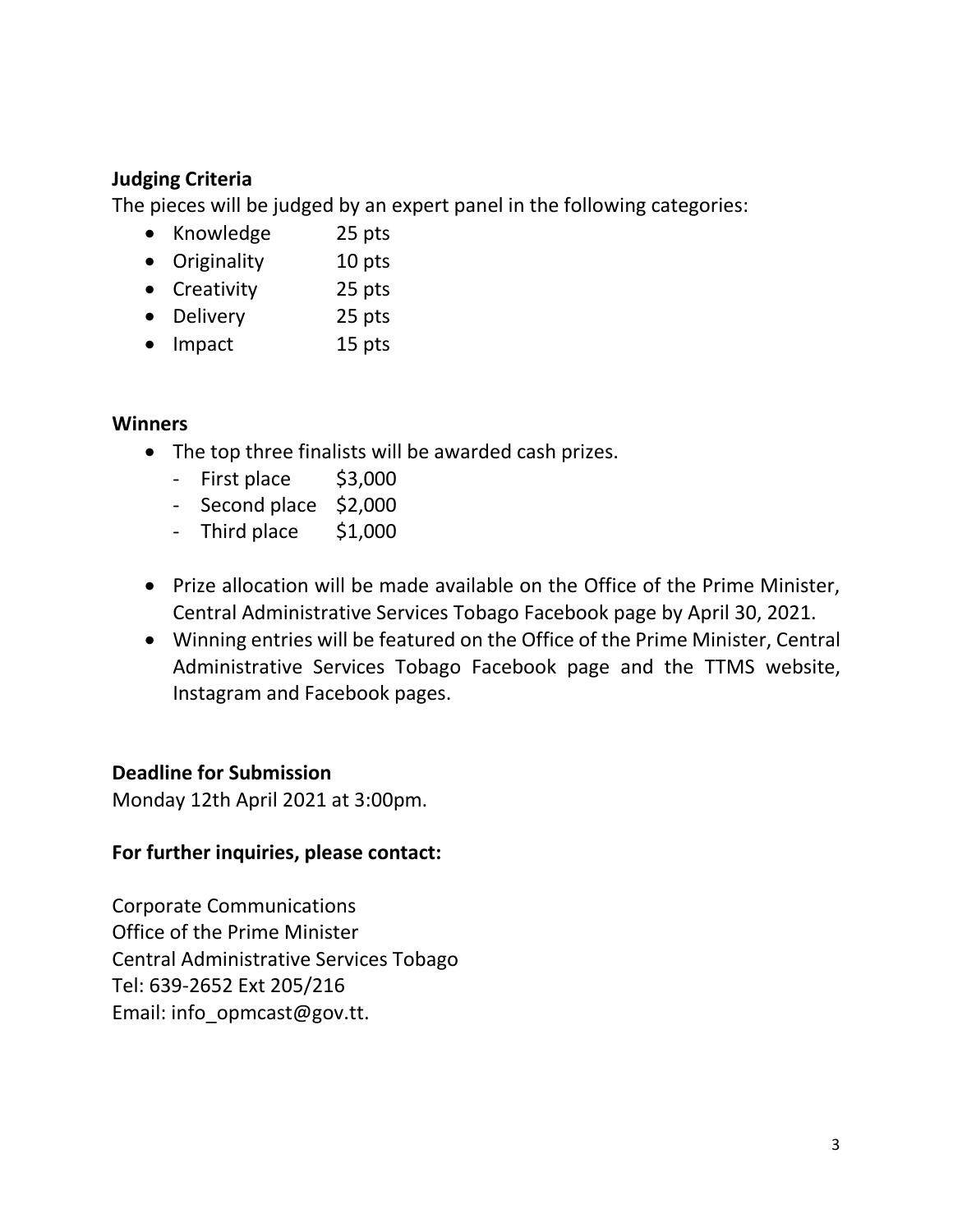**Judging Criteria**

The pieces will be judged by an expert panel in the following categories:

- Knowledge 25 pts
- Originality 10 pts
- Creativity 25 pts
- Delivery 25 pts
- Impact 15 pts

**Winners**

- The top three finalists will be awarded cash prizes.
  - First place $3,000
  - Second place $2,000
  - Third place $1,000
- Prize allocation will be made available on the Office of the Prime Minister, Central Administrative Services Tobago Facebook page by April 30, 2021.
- Winning entries will be featured on the Office of the Prime Minister, Central Administrative Services Tobago Facebook page and the TTMS website, Instagram and Facebook pages.

**Deadline for Submission**

Monday 12th April 2021 at 3:00pm.

**For further inquiries, please contact:**

Corporate Communications
Office of the Prime Minister
Central Administrative Services Tobago
Tel: 639-2652 Ext 205/216
Email: info_opmcast@gov.tt.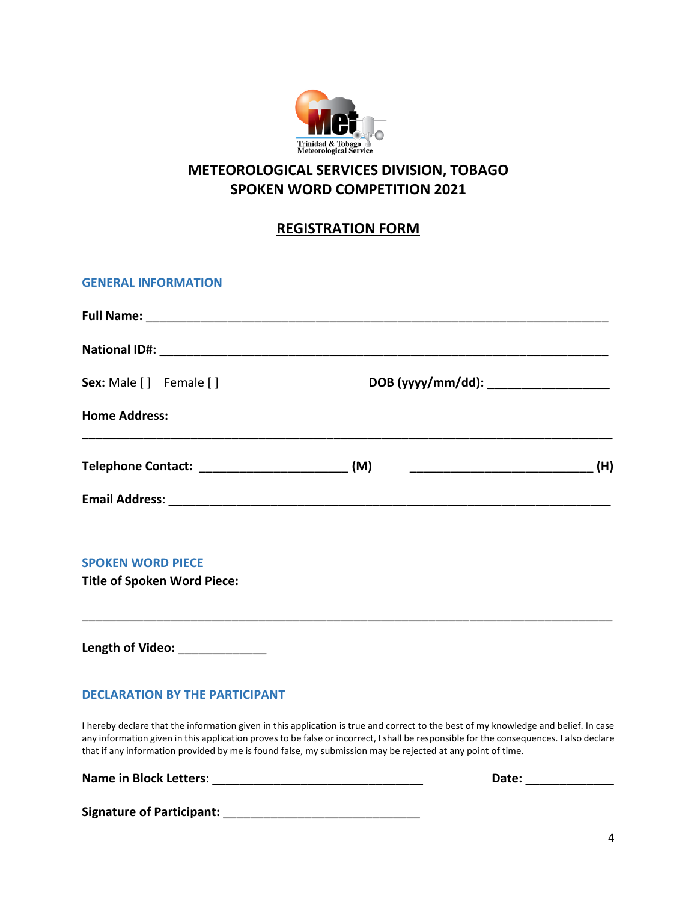# METEOROLOGICAL SERVICES DIVISION, TOBAGO
# SPOKEN WORD COMPETITION 2021

## REGISTRATION FORM

### GENERAL INFORMATION

**Full Name:** ___________________________________________________________________________

**National ID#:** _________________________________________________________________________

**Sex:** Male [ ]   Female [ ]   **DOB (yyyy/mm/dd):** ___________________

**Home Address:**

_______________________________________________________________________________

**Telephone Contact:** ________________________ **(M)**   _____________________________ **(H)**

**Email Address**: ________________________________________________________________________

### SPOKEN WORD PIECE

**Title of Spoken Word Piece:**

_______________________________________________________________________________

**Length of Video:** _____________

### DECLARATION BY THE PARTICIPANT

I hereby declare that the information given in this application is true and correct to the best of my knowledge and belief. In case any information given in this application proves to be false or incorrect, I shall be responsible for the consequences. I also declare that if any information provided by me is found false, my submission may be rejected at any point of time.

**Name in Block Letters**: _________________________________   **Date:** _____________

**Signature of Participant:** ______________________________